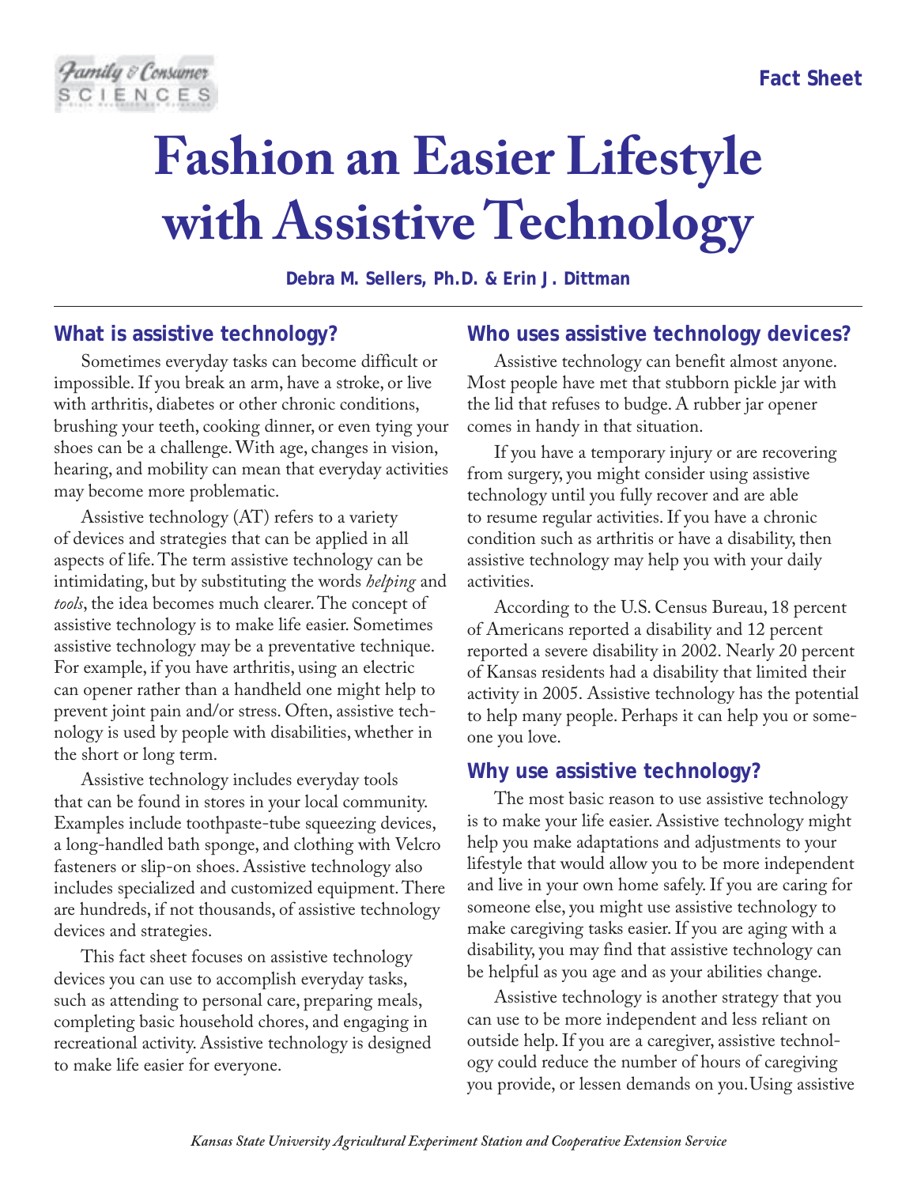Fact Sheet

# Fashion an Easier Lifestyle with Assistive Technology

**Debra M. Sellers, Ph.D. & Erin J. Dittman**

## What is assistive technology?

Sometimes everyday tasks can become difficult or impossible. If you break an arm, have a stroke, or live with arthritis, diabetes or other chronic conditions, brushing your teeth, cooking dinner, or even tying your shoes can be a challenge. With age, changes in vision, hearing, and mobility can mean that everyday activities may become more problematic.

Assistive technology (AT) refers to a variety of devices and strategies that can be applied in all aspects of life. The term assistive technology can be intimidating, but by substituting the words *helping* and *tools*, the idea becomes much clearer. The concept of assistive technology is to make life easier. Sometimes assistive technology may be a preventative technique. For example, if you have arthritis, using an electric can opener rather than a handheld one might help to prevent joint pain and/or stress. Often, assistive technology is used by people with disabilities, whether in the short or long term.

Assistive technology includes everyday tools that can be found in stores in your local community. Examples include toothpaste-tube squeezing devices, a long-handled bath sponge, and clothing with Velcro fasteners or slip-on shoes. Assistive technology also includes specialized and customized equipment. There are hundreds, if not thousands, of assistive technology devices and strategies.

This fact sheet focuses on assistive technology devices you can use to accomplish everyday tasks, such as attending to personal care, preparing meals, completing basic household chores, and engaging in recreational activity. Assistive technology is designed to make life easier for everyone.

## Who uses assistive technology devices?

Assistive technology can benefit almost anyone. Most people have met that stubborn pickle jar with the lid that refuses to budge. A rubber jar opener comes in handy in that situation.

If you have a temporary injury or are recovering from surgery, you might consider using assistive technology until you fully recover and are able to resume regular activities. If you have a chronic condition such as arthritis or have a disability, then assistive technology may help you with your daily activities.

According to the U.S. Census Bureau, 18 percent of Americans reported a disability and 12 percent reported a severe disability in 2002. Nearly 20 percent of Kansas residents had a disability that limited their activity in 2005. Assistive technology has the potential to help many people. Perhaps it can help you or someone you love.

## Why use assistive technology?

The most basic reason to use assistive technology is to make your life easier. Assistive technology might help you make adaptations and adjustments to your lifestyle that would allow you to be more independent and live in your own home safely. If you are caring for someone else, you might use assistive technology to make caregiving tasks easier. If you are aging with a disability, you may find that assistive technology can be helpful as you age and as your abilities change.

Assistive technology is another strategy that you can use to be more independent and less reliant on outside help. If you are a caregiver, assistive technology could reduce the number of hours of caregiving you provide, or lessen demands on you. Using assistive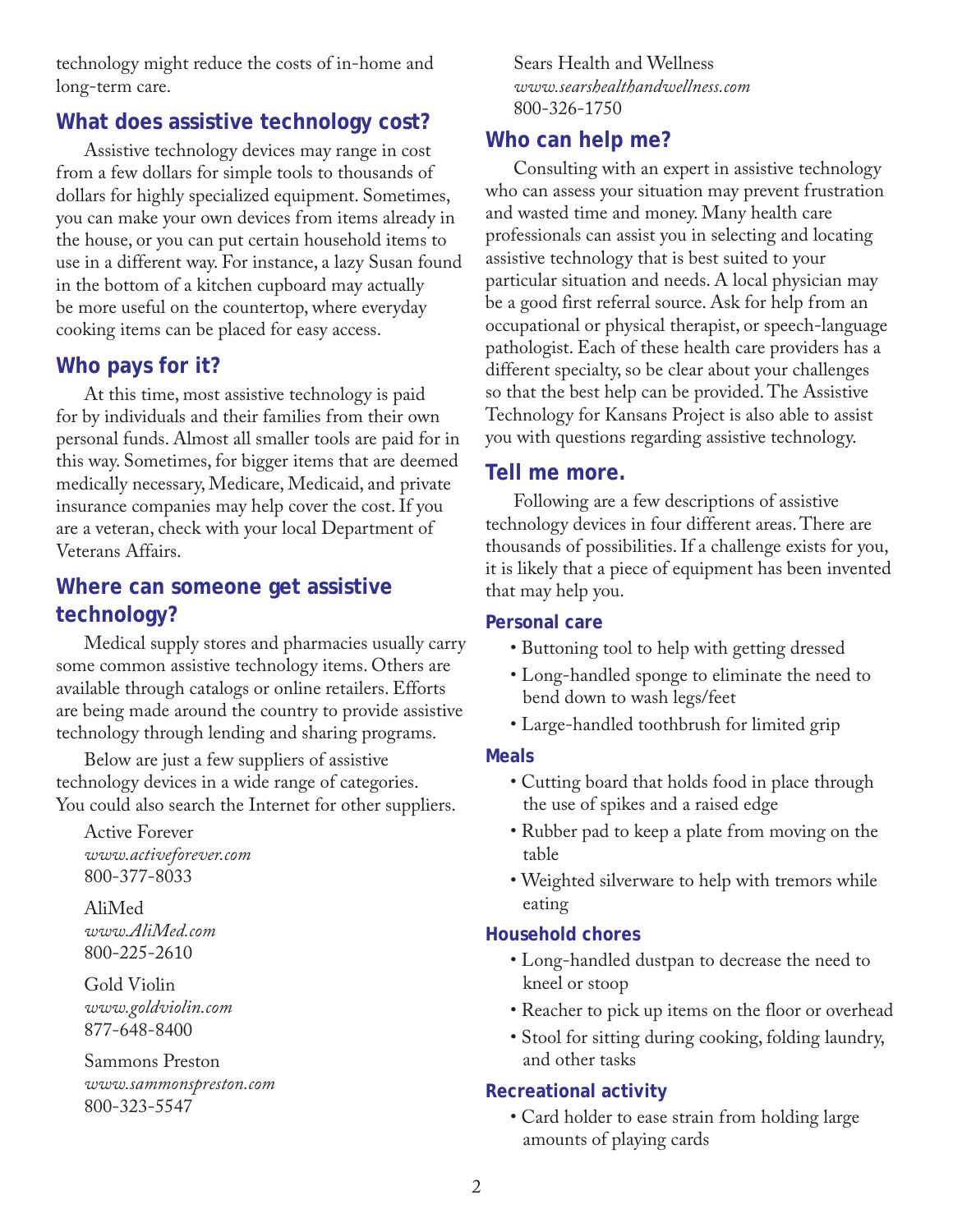technology might reduce the costs of in-home and long-term care.

## What does assistive technology cost?

Assistive technology devices may range in cost from a few dollars for simple tools to thousands of dollars for highly specialized equipment. Sometimes, you can make your own devices from items already in the house, or you can put certain household items to use in a different way. For instance, a lazy Susan found in the bottom of a kitchen cupboard may actually be more useful on the countertop, where everyday cooking items can be placed for easy access.

## Who pays for it?

At this time, most assistive technology is paid for by individuals and their families from their own personal funds. Almost all smaller tools are paid for in this way. Sometimes, for bigger items that are deemed medically necessary, Medicare, Medicaid, and private insurance companies may help cover the cost. If you are a veteran, check with your local Department of Veterans Affairs.

## Where can someone get assistive technology?

Medical supply stores and pharmacies usually carry some common assistive technology items. Others are available through catalogs or online retailers. Efforts are being made around the country to provide assistive technology through lending and sharing programs.

Below are just a few suppliers of assistive technology devices in a wide range of categories. You could also search the Internet for other suppliers.

Active Forever
*www.activeforever.com*
800-377-8033

AliMed
*www.AliMed.com*
800-225-2610

Gold Violin
*www.goldviolin.com*
877-648-8400

Sammons Preston
*www.sammonspreston.com*
800-323-5547

Sears Health and Wellness
*www.searshealthandwellness.com*
800-326-1750

## Who can help me?

Consulting with an expert in assistive technology who can assess your situation may prevent frustration and wasted time and money. Many health care professionals can assist you in selecting and locating assistive technology that is best suited to your particular situation and needs. A local physician may be a good first referral source. Ask for help from an occupational or physical therapist, or speech-language pathologist. Each of these health care providers has a different specialty, so be clear about your challenges so that the best help can be provided. The Assistive Technology for Kansans Project is also able to assist you with questions regarding assistive technology.

## Tell me more.

Following are a few descriptions of assistive technology devices in four different areas. There are thousands of possibilities. If a challenge exists for you, it is likely that a piece of equipment has been invented that may help you.

### Personal care

- Buttoning tool to help with getting dressed
- Long-handled sponge to eliminate the need to bend down to wash legs/feet
- Large-handled toothbrush for limited grip

### Meals

- Cutting board that holds food in place through the use of spikes and a raised edge
- Rubber pad to keep a plate from moving on the table
- Weighted silverware to help with tremors while eating

### Household chores

- Long-handled dustpan to decrease the need to kneel or stoop
- Reacher to pick up items on the floor or overhead
- Stool for sitting during cooking, folding laundry, and other tasks

### Recreational activity

- Card holder to ease strain from holding large amounts of playing cards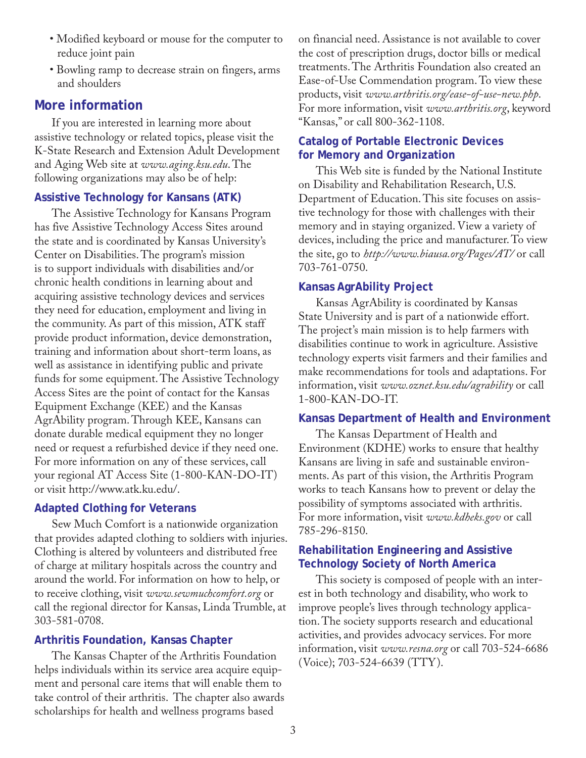- Modified keyboard or mouse for the computer to reduce joint pain
- Bowling ramp to decrease strain on fingers, arms and shoulders

## More information

If you are interested in learning more about assistive technology or related topics, please visit the K-State Research and Extension Adult Development and Aging Web site at *www.aging.ksu.edu*. The following organizations may also be of help:

### Assistive Technology for Kansans (ATK)

The Assistive Technology for Kansans Program has five Assistive Technology Access Sites around the state and is coordinated by Kansas University's Center on Disabilities. The program's mission is to support individuals with disabilities and/or chronic health conditions in learning about and acquiring assistive technology devices and services they need for education, employment and living in the community. As part of this mission, ATK staff provide product information, device demonstration, training and information about short-term loans, as well as assistance in identifying public and private funds for some equipment. The Assistive Technology Access Sites are the point of contact for the Kansas Equipment Exchange (KEE) and the Kansas AgrAbility program. Through KEE, Kansans can donate durable medical equipment they no longer need or request a refurbished device if they need one. For more information on any of these services, call your regional AT Access Site (1-800-KAN-DO-IT) or visit http://www.atk.ku.edu/.

### Adapted Clothing for Veterans

Sew Much Comfort is a nationwide organization that provides adapted clothing to soldiers with injuries. Clothing is altered by volunteers and distributed free of charge at military hospitals across the country and around the world. For information on how to help, or to receive clothing, visit *www.sewmuchcomfort.org* or call the regional director for Kansas, Linda Trumble, at 303-581-0708.

### Arthritis Foundation, Kansas Chapter

The Kansas Chapter of the Arthritis Foundation helps individuals within its service area acquire equipment and personal care items that will enable them to take control of their arthritis. The chapter also awards scholarships for health and wellness programs based on financial need. Assistance is not available to cover the cost of prescription drugs, doctor bills or medical treatments. The Arthritis Foundation also created an Ease-of-Use Commendation program. To view these products, visit *www.arthritis.org/ease-of-use-new.php*. For more information, visit *www.arthritis.org*, keyword "Kansas," or call 800-362-1108.

### Catalog of Portable Electronic Devices for Memory and Organization

This Web site is funded by the National Institute on Disability and Rehabilitation Research, U.S. Department of Education. This site focuses on assistive technology for those with challenges with their memory and in staying organized. View a variety of devices, including the price and manufacturer. To view the site, go to *http://www.biausa.org/Pages/AT/* or call 703-761-0750.

### Kansas AgrAbility Project

Kansas AgrAbility is coordinated by Kansas State University and is part of a nationwide effort. The project's main mission is to help farmers with disabilities continue to work in agriculture. Assistive technology experts visit farmers and their families and make recommendations for tools and adaptations. For information, visit *www.oznet.ksu.edu/agrability* or call 1-800-KAN-DO-IT.

### Kansas Department of Health and Environment

The Kansas Department of Health and Environment (KDHE) works to ensure that healthy Kansans are living in safe and sustainable environments. As part of this vision, the Arthritis Program works to teach Kansans how to prevent or delay the possibility of symptoms associated with arthritis. For more information, visit *www.kdheks.gov* or call 785-296-8150.

### Rehabilitation Engineering and Assistive Technology Society of North America

This society is composed of people with an interest in both technology and disability, who work to improve people's lives through technology application. The society supports research and educational activities, and provides advocacy services. For more information, visit *www.resna.org* or call 703-524-6686 (Voice); 703-524-6639 (TTY).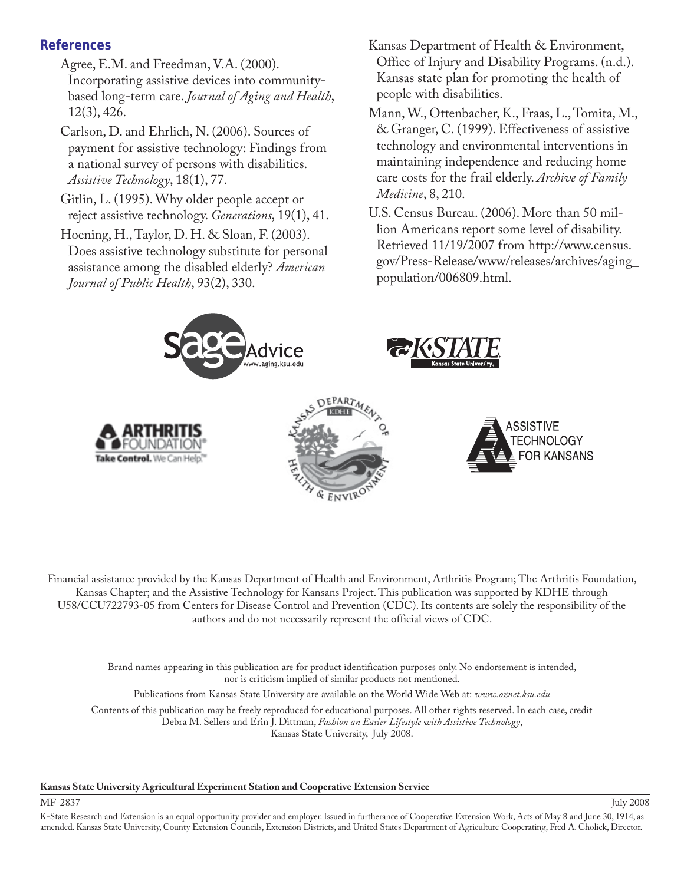## References

Agree, E.M. and Freedman, V.A. (2000). Incorporating assistive devices into community-based long-term care. *Journal of Aging and Health*, 12(3), 426.

Carlson, D. and Ehrlich, N. (2006). Sources of payment for assistive technology: Findings from a national survey of persons with disabilities. *Assistive Technology*, 18(1), 77.

Gitlin, L. (1995). Why older people accept or reject assistive technology. *Generations*, 19(1), 41.

Hoening, H., Taylor, D. H. & Sloan, F. (2003). Does assistive technology substitute for personal assistance among the disabled elderly? *American Journal of Public Health*, 93(2), 330.

Kansas Department of Health & Environment, Office of Injury and Disability Programs. (n.d.). Kansas state plan for promoting the health of people with disabilities.

Mann, W., Ottenbacher, K., Fraas, L., Tomita, M., & Granger, C. (1999). Effectiveness of assistive technology and environmental interventions in maintaining independence and reducing home care costs for the frail elderly. *Archive of Family Medicine*, 8, 210.

U.S. Census Bureau. (2006). More than 50 million Americans report some level of disability. Retrieved 11/19/2007 from http://www.census.gov/Press-Release/www/releases/archives/aging_population/006809.html.

Financial assistance provided by the Kansas Department of Health and Environment, Arthritis Program; The Arthritis Foundation, Kansas Chapter; and the Assistive Technology for Kansans Project. This publication was supported by KDHE through U58/CCU722793-05 from Centers for Disease Control and Prevention (CDC). Its contents are solely the responsibility of the authors and do not necessarily represent the official views of CDC.

Brand names appearing in this publication are for product identification purposes only. No endorsement is intended, nor is criticism implied of similar products not mentioned.

Publications from Kansas State University are available on the World Wide Web at: *www.oznet.ksu.edu*

Contents of this publication may be freely reproduced for educational purposes. All other rights reserved. In each case, credit Debra M. Sellers and Erin J. Dittman, *Fashion an Easier Lifestyle with Assistive Technology*, Kansas State University, July 2008.

**Kansas State University Agricultural Experiment Station and Cooperative Extension Service**

MF-2837 July 2008

K-State Research and Extension is an equal opportunity provider and employer. Issued in furtherance of Cooperative Extension Work, Acts of May 8 and June 30, 1914, as amended. Kansas State University, County Extension Councils, Extension Districts, and United States Department of Agriculture Cooperating, Fred A. Cholick, Director.